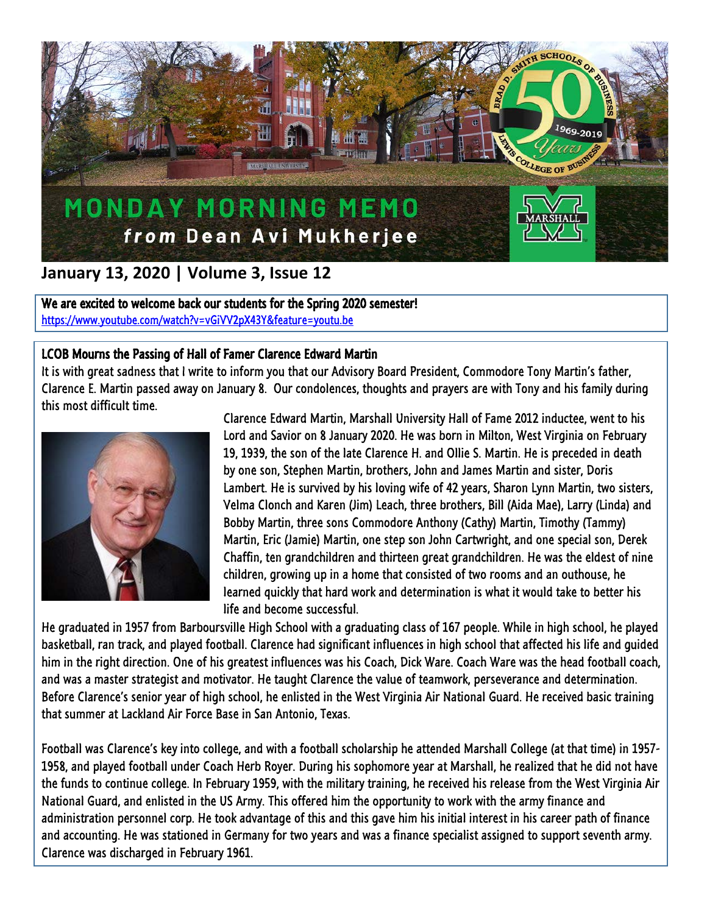# MONDAY MORNING MEMO

## *from* Dean Avi Mukherjee

**January 13, 2020 | Volume 3, Issue 12**

**We are excited to welcome back our students for the Spring 2020 semester!**
https://www.youtube.com/watch?v=vGiVV2pX43Y&feature=youtu.be

### LCOB Mourns the Passing of Hall of Famer Clarence Edward Martin

It is with great sadness that I write to inform you that our Advisory Board President, Commodore Tony Martin's father, Clarence E. Martin passed away on January 8. Our condolences, thoughts and prayers are with Tony and his family during this most difficult time.

Clarence Edward Martin, Marshall University Hall of Fame 2012 inductee, went to his Lord and Savior on 8 January 2020. He was born in Milton, West Virginia on February 19, 1939, the son of the late Clarence H. and Ollie S. Martin. He is preceded in death by one son, Stephen Martin, brothers, John and James Martin and sister, Doris Lambert. He is survived by his loving wife of 42 years, Sharon Lynn Martin, two sisters, Velma Clonch and Karen (Jim) Leach, three brothers, Bill (Aida Mae), Larry (Linda) and Bobby Martin, three sons Commodore Anthony (Cathy) Martin, Timothy (Tammy) Martin, Eric (Jamie) Martin, one step son John Cartwright, and one special son, Derek Chaffin, ten grandchildren and thirteen great grandchildren. He was the eldest of nine children, growing up in a home that consisted of two rooms and an outhouse, he learned quickly that hard work and determination is what it would take to better his life and become successful.

He graduated in 1957 from Barboursville High School with a graduating class of 167 people. While in high school, he played basketball, ran track, and played football. Clarence had significant influences in high school that affected his life and guided him in the right direction. One of his greatest influences was his Coach, Dick Ware. Coach Ware was the head football coach, and was a master strategist and motivator. He taught Clarence the value of teamwork, perseverance and determination. Before Clarence's senior year of high school, he enlisted in the West Virginia Air National Guard. He received basic training that summer at Lackland Air Force Base in San Antonio, Texas.

Football was Clarence's key into college, and with a football scholarship he attended Marshall College (at that time) in 1957-1958, and played football under Coach Herb Royer. During his sophomore year at Marshall, he realized that he did not have the funds to continue college. In February 1959, with the military training, he received his release from the West Virginia Air National Guard, and enlisted in the US Army. This offered him the opportunity to work with the army finance and administration personnel corp. He took advantage of this and this gave him his initial interest in his career path of finance and accounting. He was stationed in Germany for two years and was a finance specialist assigned to support seventh army. Clarence was discharged in February 1961.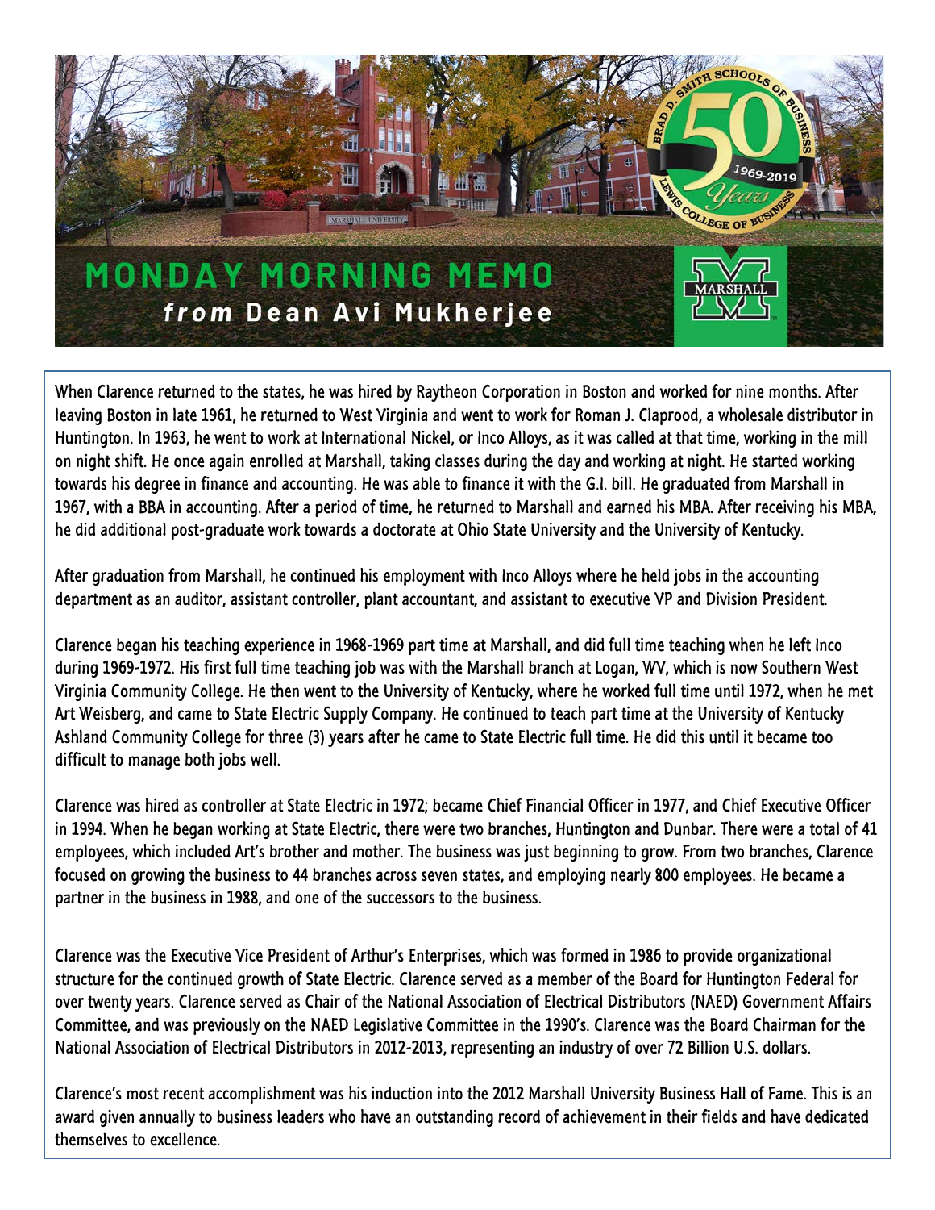# MONDAY MORNING MEMO

## *from* Dean Avi Mukherjee

When Clarence returned to the states, he was hired by Raytheon Corporation in Boston and worked for nine months. After leaving Boston in late 1961, he returned to West Virginia and went to work for Roman J. Claprood, a wholesale distributor in Huntington. In 1963, he went to work at International Nickel, or Inco Alloys, as it was called at that time, working in the mill on night shift. He once again enrolled at Marshall, taking classes during the day and working at night. He started working towards his degree in finance and accounting. He was able to finance it with the G.I. bill. He graduated from Marshall in 1967, with a BBA in accounting. After a period of time, he returned to Marshall and earned his MBA. After receiving his MBA, he did additional post-graduate work towards a doctorate at Ohio State University and the University of Kentucky.

After graduation from Marshall, he continued his employment with Inco Alloys where he held jobs in the accounting department as an auditor, assistant controller, plant accountant, and assistant to executive VP and Division President.

Clarence began his teaching experience in 1968-1969 part time at Marshall, and did full time teaching when he left Inco during 1969-1972. His first full time teaching job was with the Marshall branch at Logan, WV, which is now Southern West Virginia Community College. He then went to the University of Kentucky, where he worked full time until 1972, when he met Art Weisberg, and came to State Electric Supply Company. He continued to teach part time at the University of Kentucky Ashland Community College for three (3) years after he came to State Electric full time. He did this until it became too difficult to manage both jobs well.

Clarence was hired as controller at State Electric in 1972; became Chief Financial Officer in 1977, and Chief Executive Officer in 1994. When he began working at State Electric, there were two branches, Huntington and Dunbar. There were a total of 41 employees, which included Art's brother and mother. The business was just beginning to grow. From two branches, Clarence focused on growing the business to 44 branches across seven states, and employing nearly 800 employees. He became a partner in the business in 1988, and one of the successors to the business.

Clarence was the Executive Vice President of Arthur's Enterprises, which was formed in 1986 to provide organizational structure for the continued growth of State Electric. Clarence served as a member of the Board for Huntington Federal for over twenty years. Clarence served as Chair of the National Association of Electrical Distributors (NAED) Government Affairs Committee, and was previously on the NAED Legislative Committee in the 1990's. Clarence was the Board Chairman for the National Association of Electrical Distributors in 2012-2013, representing an industry of over 72 Billion U.S. dollars.

Clarence's most recent accomplishment was his induction into the 2012 Marshall University Business Hall of Fame. This is an award given annually to business leaders who have an outstanding record of achievement in their fields and have dedicated themselves to excellence.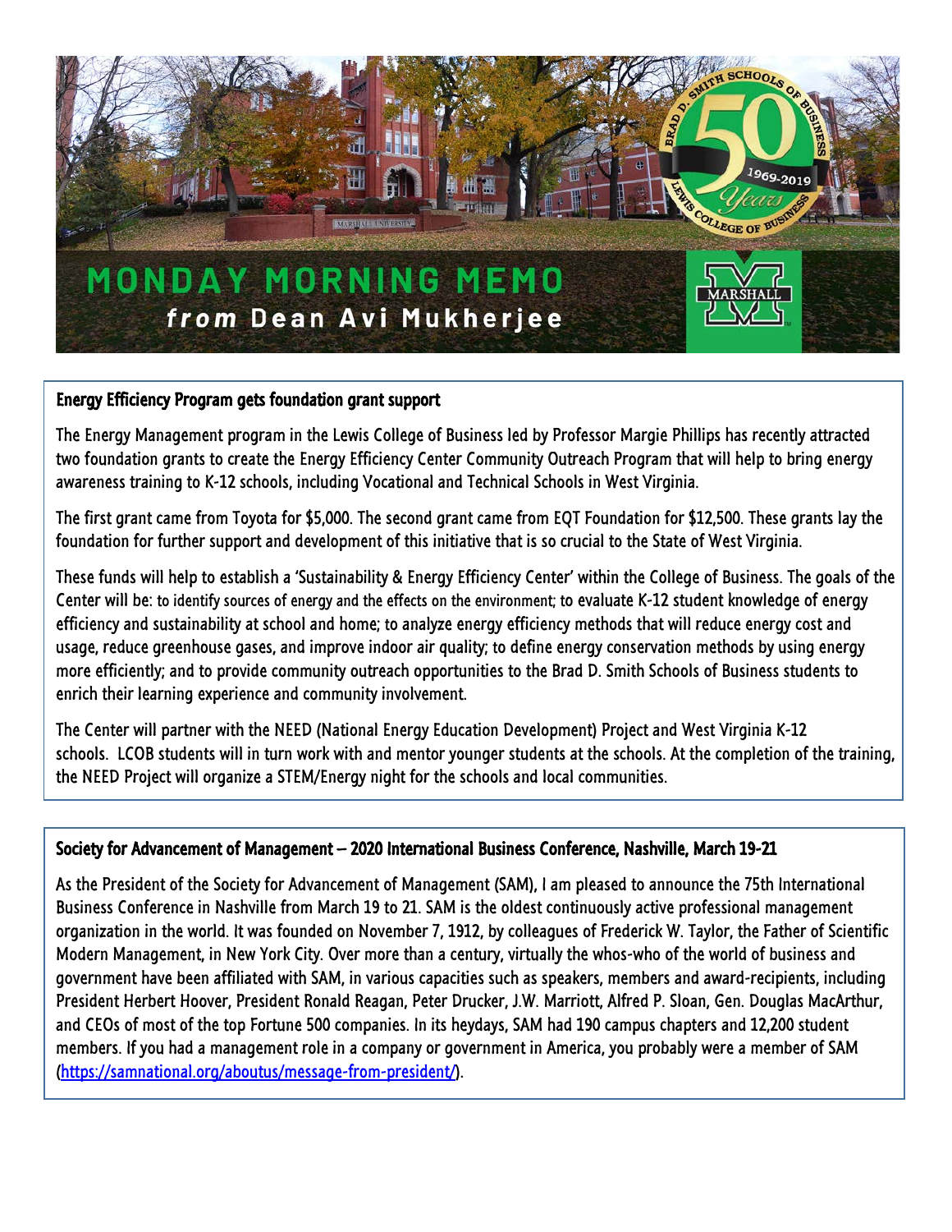# MONDAY MORNING MEMO

## *from* Dean Avi Mukherjee

### Energy Efficiency Program gets foundation grant support

The Energy Management program in the Lewis College of Business led by Professor Margie Phillips has recently attracted two foundation grants to create the Energy Efficiency Center Community Outreach Program that will help to bring energy awareness training to K-12 schools, including Vocational and Technical Schools in West Virginia.

The first grant came from Toyota for $5,000. The second grant came from EQT Foundation for $12,500. These grants lay the foundation for further support and development of this initiative that is so crucial to the State of West Virginia.

These funds will help to establish a 'Sustainability & Energy Efficiency Center' within the College of Business. The goals of the Center will be: to identify sources of energy and the effects on the environment; to evaluate K-12 student knowledge of energy efficiency and sustainability at school and home; to analyze energy efficiency methods that will reduce energy cost and usage, reduce greenhouse gases, and improve indoor air quality; to define energy conservation methods by using energy more efficiently; and to provide community outreach opportunities to the Brad D. Smith Schools of Business students to enrich their learning experience and community involvement.

The Center will partner with the NEED (National Energy Education Development) Project and West Virginia K-12 schools. LCOB students will in turn work with and mentor younger students at the schools. At the completion of the training, the NEED Project will organize a STEM/Energy night for the schools and local communities.

### Society for Advancement of Management – 2020 International Business Conference, Nashville, March 19-21

As the President of the Society for Advancement of Management (SAM), I am pleased to announce the 75th International Business Conference in Nashville from March 19 to 21. SAM is the oldest continuously active professional management organization in the world. It was founded on November 7, 1912, by colleagues of Frederick W. Taylor, the Father of Scientific Modern Management, in New York City. Over more than a century, virtually the whos-who of the world of business and government have been affiliated with SAM, in various capacities such as speakers, members and award-recipients, including President Herbert Hoover, President Ronald Reagan, Peter Drucker, J.W. Marriott, Alfred P. Sloan, Gen. Douglas MacArthur, and CEOs of most of the top Fortune 500 companies. In its heydays, SAM had 190 campus chapters and 12,200 student members. If you had a management role in a company or government in America, you probably were a member of SAM (https://samnational.org/aboutus/message-from-president/).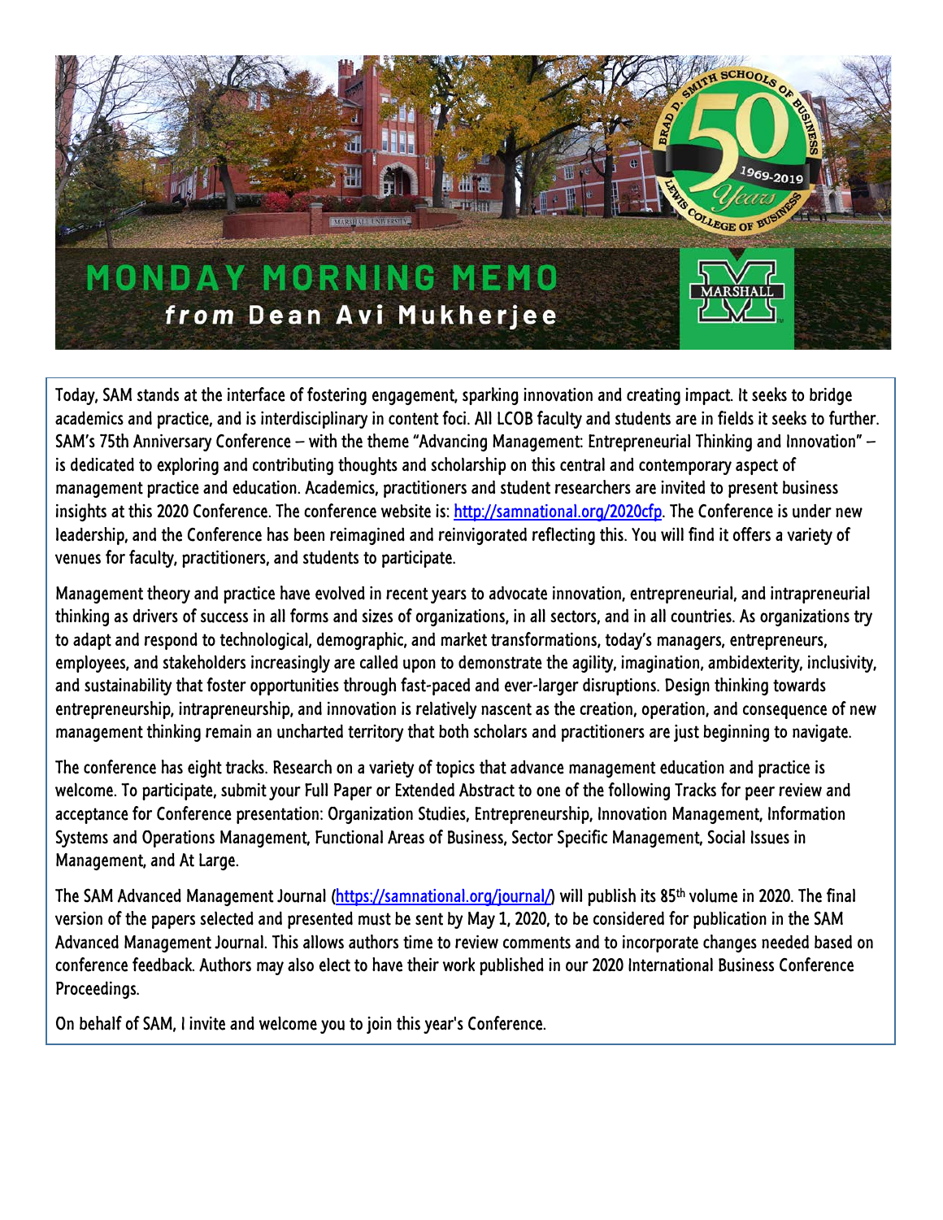# MONDAY MORNING MEMO

***from* Dean Avi Mukherjee**

Today, SAM stands at the interface of fostering engagement, sparking innovation and creating impact. It seeks to bridge academics and practice, and is interdisciplinary in content foci. All LCOB faculty and students are in fields it seeks to further. SAM's 75th Anniversary Conference – with the theme "Advancing Management: Entrepreneurial Thinking and Innovation" – is dedicated to exploring and contributing thoughts and scholarship on this central and contemporary aspect of management practice and education. Academics, practitioners and student researchers are invited to present business insights at this 2020 Conference. The conference website is: http://samnational.org/2020cfp. The Conference is under new leadership, and the Conference has been reimagined and reinvigorated reflecting this. You will find it offers a variety of venues for faculty, practitioners, and students to participate.

Management theory and practice have evolved in recent years to advocate innovation, entrepreneurial, and intrapreneurial thinking as drivers of success in all forms and sizes of organizations, in all sectors, and in all countries. As organizations try to adapt and respond to technological, demographic, and market transformations, today's managers, entrepreneurs, employees, and stakeholders increasingly are called upon to demonstrate the agility, imagination, ambidexterity, inclusivity, and sustainability that foster opportunities through fast-paced and ever-larger disruptions. Design thinking towards entrepreneurship, intrapreneurship, and innovation is relatively nascent as the creation, operation, and consequence of new management thinking remain an uncharted territory that both scholars and practitioners are just beginning to navigate.

The conference has eight tracks. Research on a variety of topics that advance management education and practice is welcome. To participate, submit your Full Paper or Extended Abstract to one of the following Tracks for peer review and acceptance for Conference presentation: Organization Studies, Entrepreneurship, Innovation Management, Information Systems and Operations Management, Functional Areas of Business, Sector Specific Management, Social Issues in Management, and At Large.

The SAM Advanced Management Journal (https://samnational.org/journal/) will publish its 85th volume in 2020. The final version of the papers selected and presented must be sent by May 1, 2020, to be considered for publication in the SAM Advanced Management Journal. This allows authors time to review comments and to incorporate changes needed based on conference feedback. Authors may also elect to have their work published in our 2020 International Business Conference Proceedings.

On behalf of SAM, I invite and welcome you to join this year's Conference.